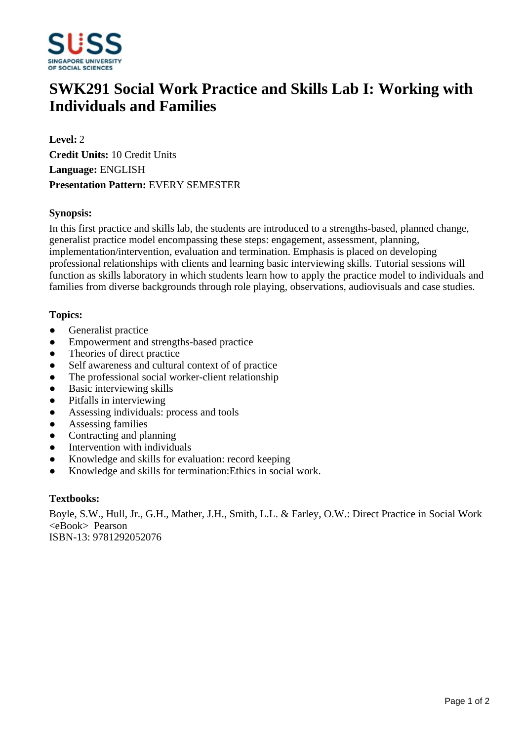# SWK291 Social Work Practice and Skills Lab I: Working with Individuals and Families

**Level:** 2

**Credit Units:** 10 Credit Units

**Language:** ENGLISH

**Presentation Pattern:** EVERY SEMESTER

## Synopsis:

In this first practice and skills lab, the students are introduced to a strengths-based, planned change, generalist practice model encompassing these steps: engagement, assessment, planning, implementation/intervention, evaluation and termination. Emphasis is placed on developing professional relationships with clients and learning basic interviewing skills. Tutorial sessions will function as skills laboratory in which students learn how to apply the practice model to individuals and families from diverse backgrounds through role playing, observations, audiovisuals and case studies.

## Topics:

- Generalist practice
- Empowerment and strengths-based practice
- Theories of direct practice
- Self awareness and cultural context of of practice
- The professional social worker-client relationship
- Basic interviewing skills
- Pitfalls in interviewing
- Assessing individuals: process and tools
- Assessing families
- Contracting and planning
- Intervention with individuals
- Knowledge and skills for evaluation: record keeping
- Knowledge and skills for termination:Ethics in social work.

## Textbooks:

Boyle, S.W., Hull, Jr., G.H., Mather, J.H., Smith, L.L. & Farley, O.W.: Direct Practice in Social Work <eBook> Pearson
ISBN-13: 9781292052076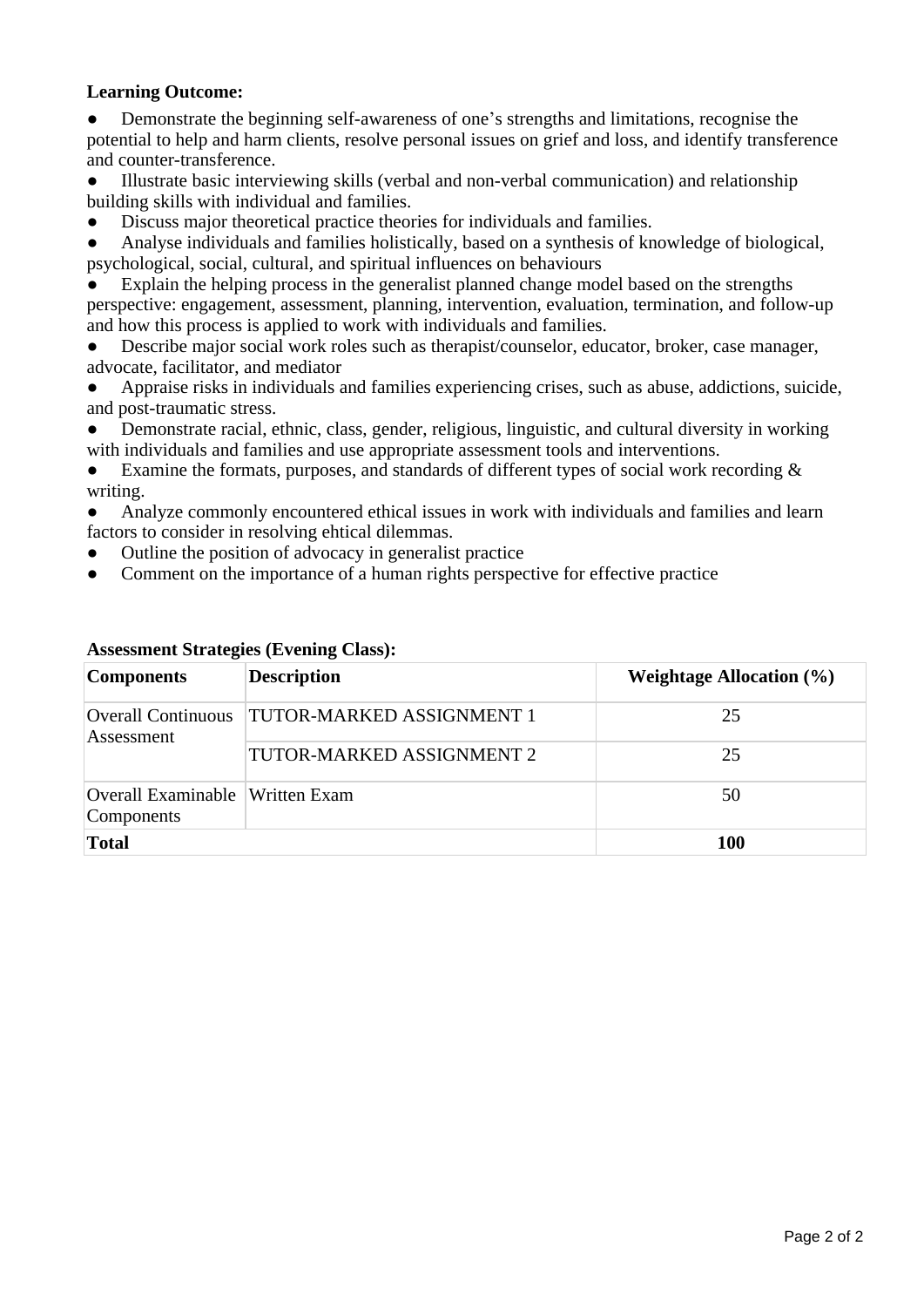**Learning Outcome:**

- Demonstrate the beginning self-awareness of one’s strengths and limitations, recognise the potential to help and harm clients, resolve personal issues on grief and loss, and identify transference and counter-transference.
- Illustrate basic interviewing skills (verbal and non-verbal communication) and relationship building skills with individual and families.
- Discuss major theoretical practice theories for individuals and families.
- Analyse individuals and families holistically, based on a synthesis of knowledge of biological, psychological, social, cultural, and spiritual influences on behaviours
- Explain the helping process in the generalist planned change model based on the strengths perspective: engagement, assessment, planning, intervention, evaluation, termination, and follow-up and how this process is applied to work with individuals and families.
- Describe major social work roles such as therapist/counselor, educator, broker, case manager, advocate, facilitator, and mediator
- Appraise risks in individuals and families experiencing crises, such as abuse, addictions, suicide, and post-traumatic stress.
- Demonstrate racial, ethnic, class, gender, religious, linguistic, and cultural diversity in working with individuals and families and use appropriate assessment tools and interventions.
- Examine the formats, purposes, and standards of different types of social work recording & writing.
- Analyze commonly encountered ethical issues in work with individuals and families and learn factors to consider in resolving ehtical dilemmas.
- Outline the position of advocacy in generalist practice
- Comment on the importance of a human rights perspective for effective practice

**Assessment Strategies (Evening Class):**

| **Components** | **Description** | **Weightage Allocation (%)** |
|---|---|---|
| Overall Continuous Assessment | TUTOR-MARKED ASSIGNMENT 1 | 25 |
| | TUTOR-MARKED ASSIGNMENT 2 | 25 |
| Overall Examinable Components | Written Exam | 50 |
| **Total** | | **100** |